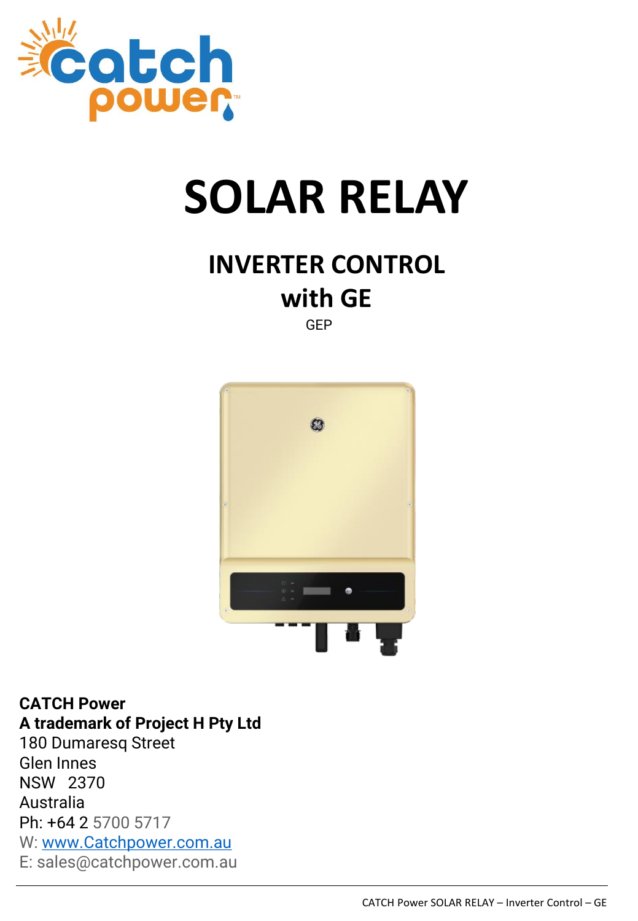# SOLAR RELAY

## INVERTER CONTROL
## with GE

GEP

**CATCH Power**
**A trademark of Project H Pty Ltd**
180 Dumaresq Street
Glen Innes
NSW 2370
Australia
Ph: +64 2 5700 5717
W: www.Catchpower.com.au
E: sales@catchpower.com.au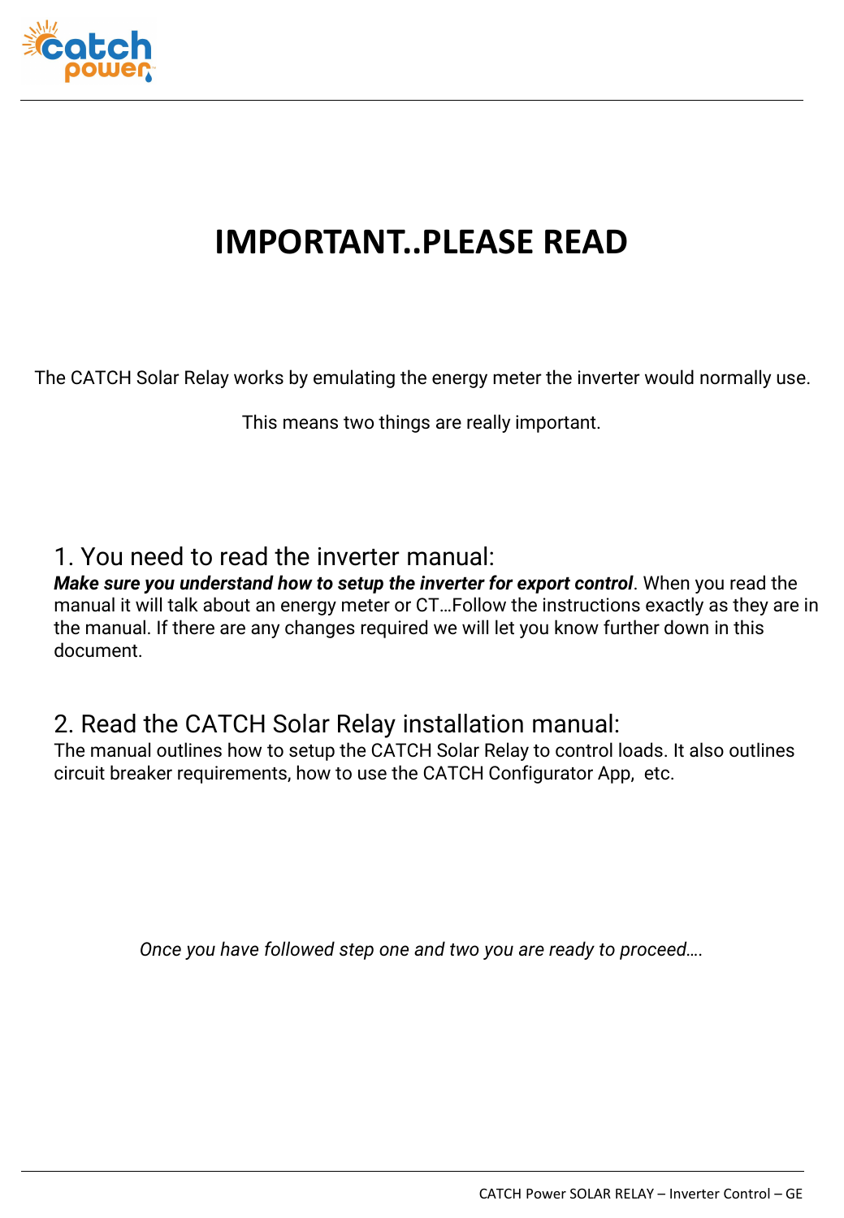# IMPORTANT..PLEASE READ

The CATCH Solar Relay works by emulating the energy meter the inverter would normally use.

This means two things are really important.

## 1. You need to read the inverter manual:

***Make sure you understand how to setup the inverter for export control***. When you read the manual it will talk about an energy meter or CT…Follow the instructions exactly as they are in the manual. If there are any changes required we will let you know further down in this document.

## 2. Read the CATCH Solar Relay installation manual:

The manual outlines how to setup the CATCH Solar Relay to control loads. It also outlines circuit breaker requirements, how to use the CATCH Configurator App, etc.

*Once you have followed step one and two you are ready to proceed….*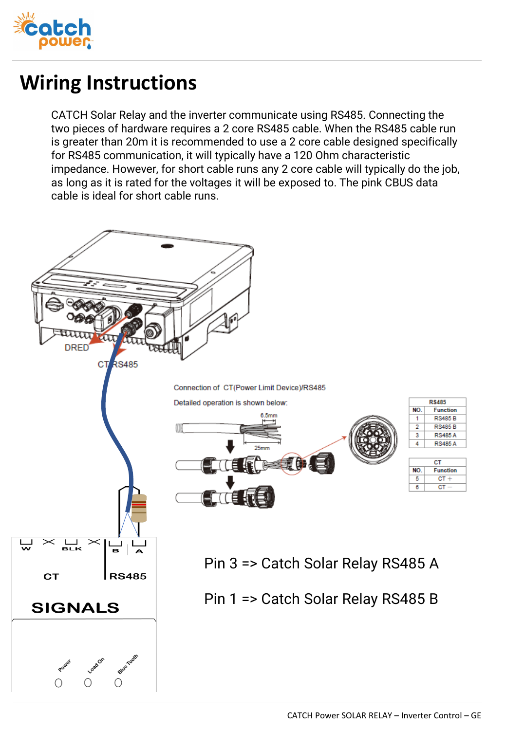# Wiring Instructions

CATCH Solar Relay and the inverter communicate using RS485. Connecting the two pieces of hardware requires a 2 core RS485 cable. When the RS485 cable run is greater than 20m it is recommended to use a 2 core cable designed specifically for RS485 communication, it will typically have a 120 Ohm characteristic impedance. However, for short cable runs any 2 core cable will typically do the job, as long as it is rated for the voltages it will be exposed to. The pink CBUS data cable is ideal for short cable runs.

DRED

CT RS485

Connection of CT(Power Limit Device)/RS485

Detailed operation is shown below:

6.5mm

25mm

| RS485 | |
|---|---|
| NO. | Function |
| 1 | RS485 B |
| 2 | RS485 B |
| 3 | RS485 A |
| 4 | RS485 A |

| CT | |
|---|---|
| NO. | Function |
| 5 | CT + |
| 6 | CT − |

W BLK B A

CT RS485

SIGNALS

Power Load On Blue Tooth

Pin 3 => Catch Solar Relay RS485 A

Pin 1 => Catch Solar Relay RS485 B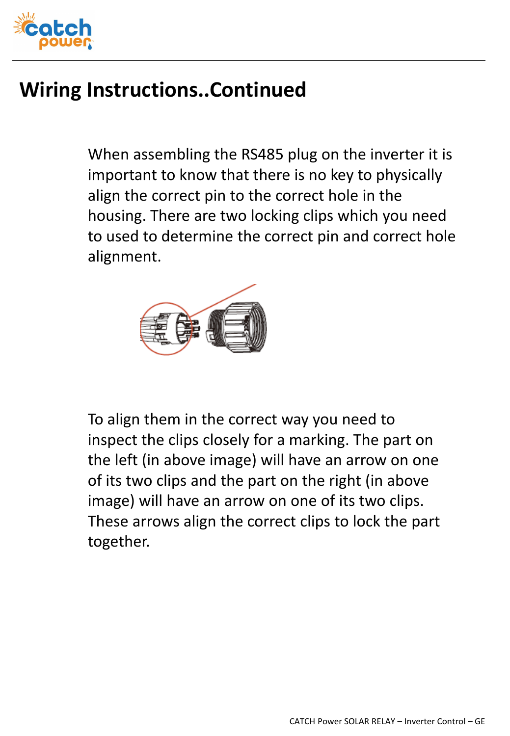# Wiring Instructions..Continued

When assembling the RS485 plug on the inverter it is important to know that there is no key to physically align the correct pin to the correct hole in the housing. There are two locking clips which you need to used to determine the correct pin and correct hole alignment.

To align them in the correct way you need to inspect the clips closely for a marking. The part on the left (in above image) will have an arrow on one of its two clips and the part on the right (in above image) will have an arrow on one of its two clips. These arrows align the correct clips to lock the part together.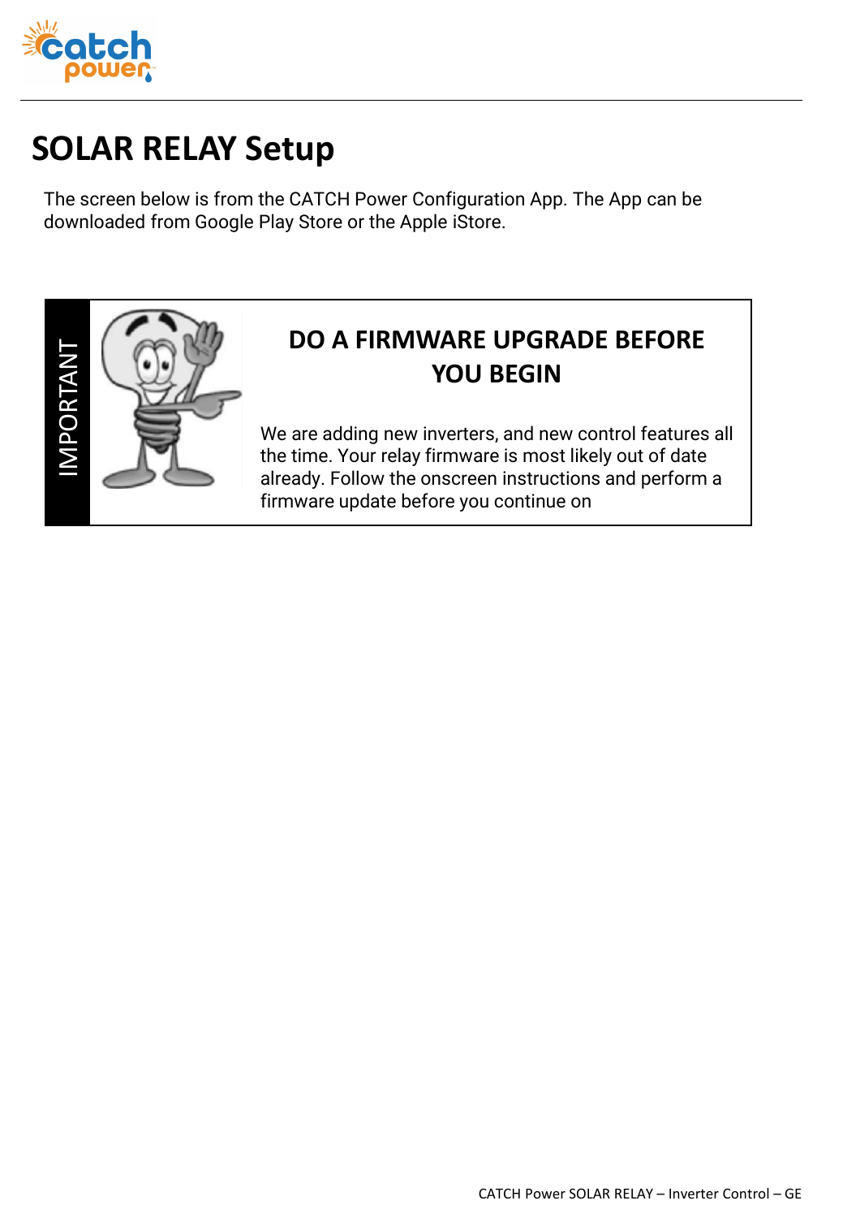# SOLAR RELAY Setup

The screen below is from the CATCH Power Configuration App. The App can be downloaded from Google Play Store or the Apple iStore.

IMPORTANT

**DO A FIRMWARE UPGRADE BEFORE YOU BEGIN**

We are adding new inverters, and new control features all the time. Your relay firmware is most likely out of date already. Follow the onscreen instructions and perform a firmware update before you continue on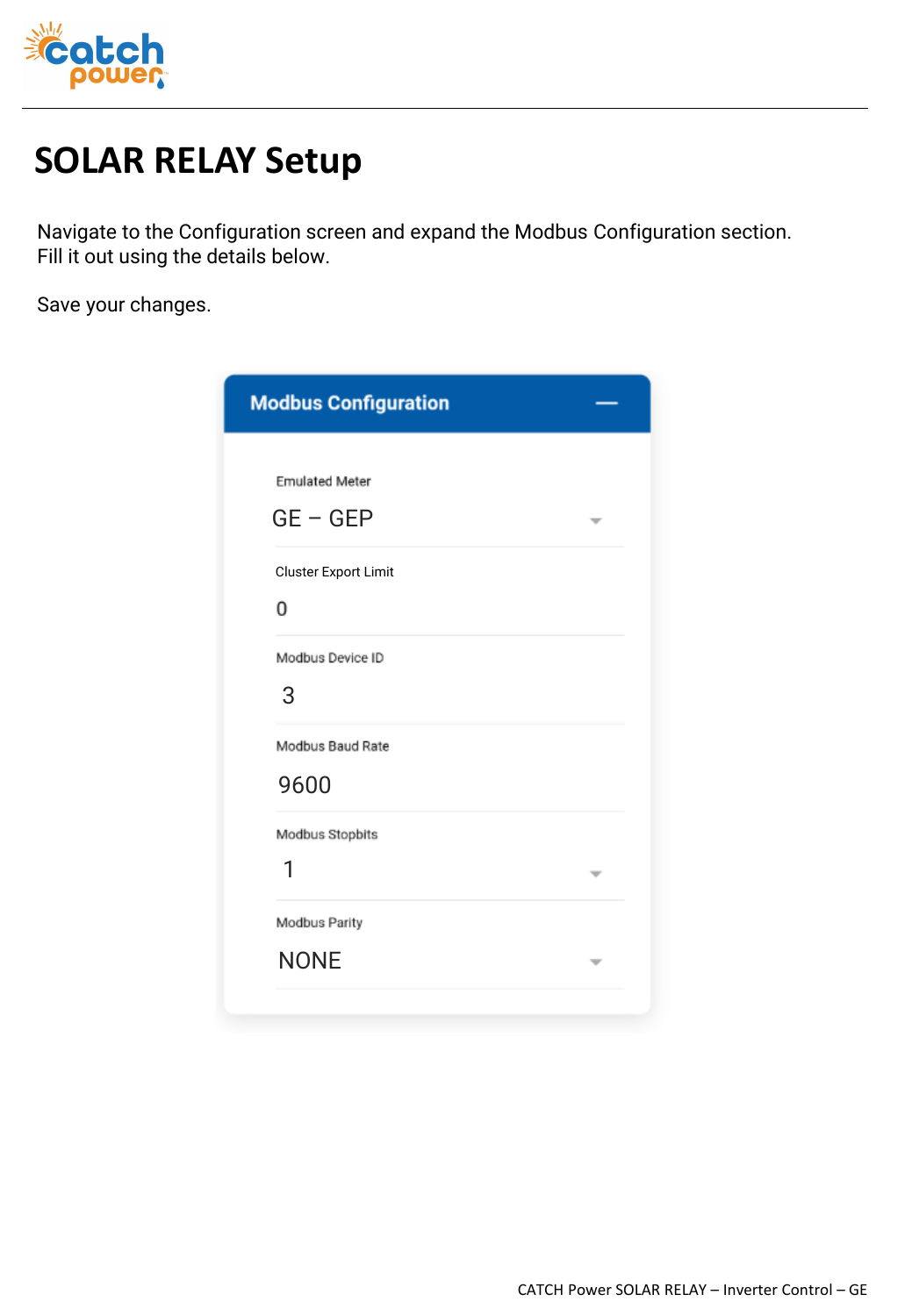# SOLAR RELAY Setup

Navigate to the Configuration screen and expand the Modbus Configuration section.
Fill it out using the details below.

Save your changes.

**Modbus Configuration**

| Setting | Value |
| --- | --- |
| Emulated Meter | GE – GEP |
| Cluster Export Limit | 0 |
| Modbus Device ID | 3 |
| Modbus Baud Rate | 9600 |
| Modbus Stopbits | 1 |
| Modbus Parity | NONE |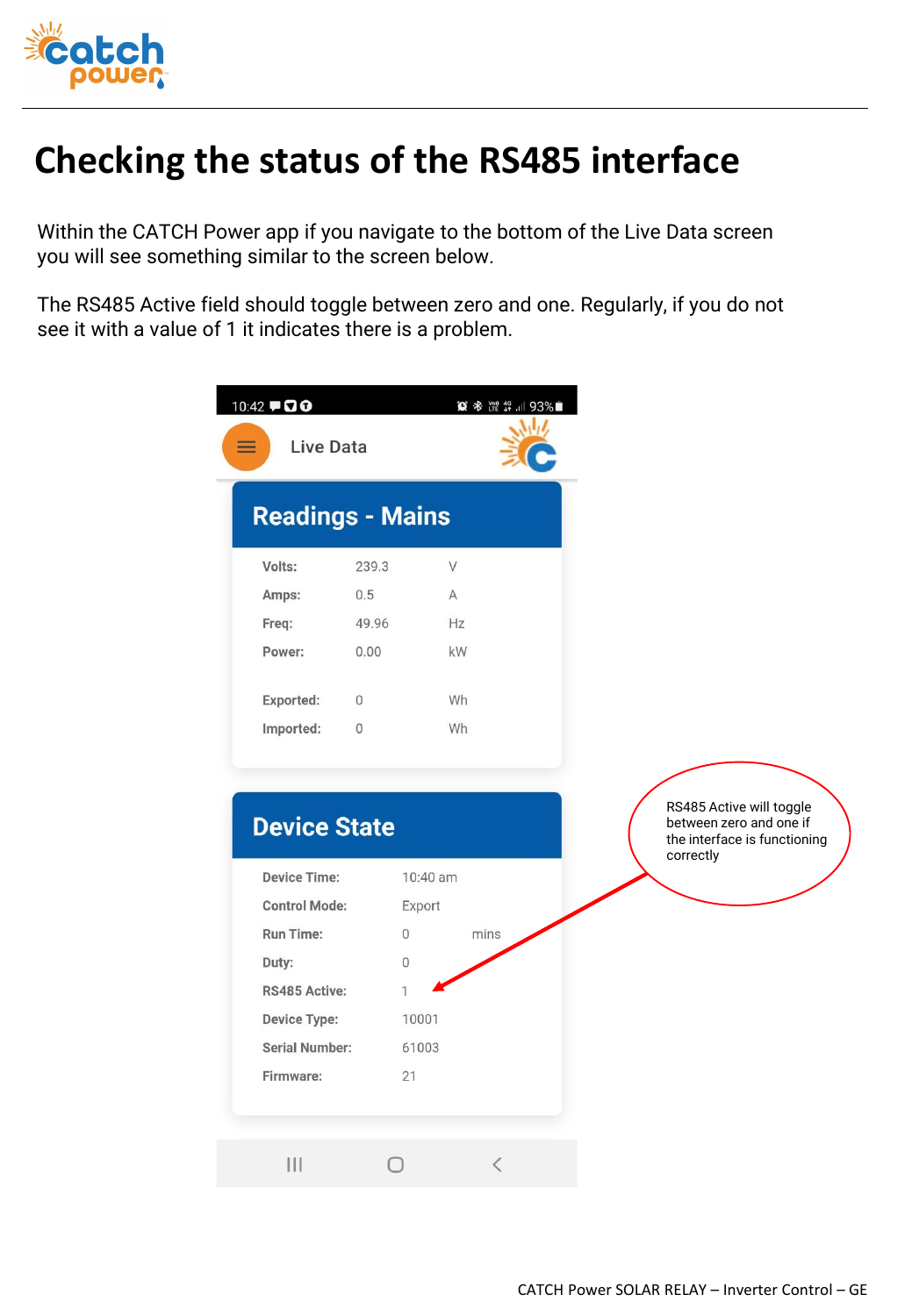# Checking the status of the RS485 interface

Within the CATCH Power app if you navigate to the bottom of the Live Data screen you will see something similar to the screen below.

The RS485 Active field should toggle between zero and one. Regularly, if you do not see it with a value of 1 it indicates there is a problem.

Live Data

## Readings - Mains

| | | |
|---|---|---|
| **Volts:** | 239.3 | V |
| **Amps:** | 0.5 | A |
| **Freq:** | 49.96 | Hz |
| **Power:** | 0.00 | kW |
| **Exported:** | 0 | Wh |
| **Imported:** | 0 | Wh |

## Device State

| | | |
|---|---|---|
| **Device Time:** | 10:40 am | |
| **Control Mode:** | Export | |
| **Run Time:** | 0 | mins |
| **Duty:** | 0 | |
| **RS485 Active:** | 1 | |
| **Device Type:** | 10001 | |
| **Serial Number:** | 61003 | |
| **Firmware:** | 21 | |

RS485 Active will toggle between zero and one if the interface is functioning correctly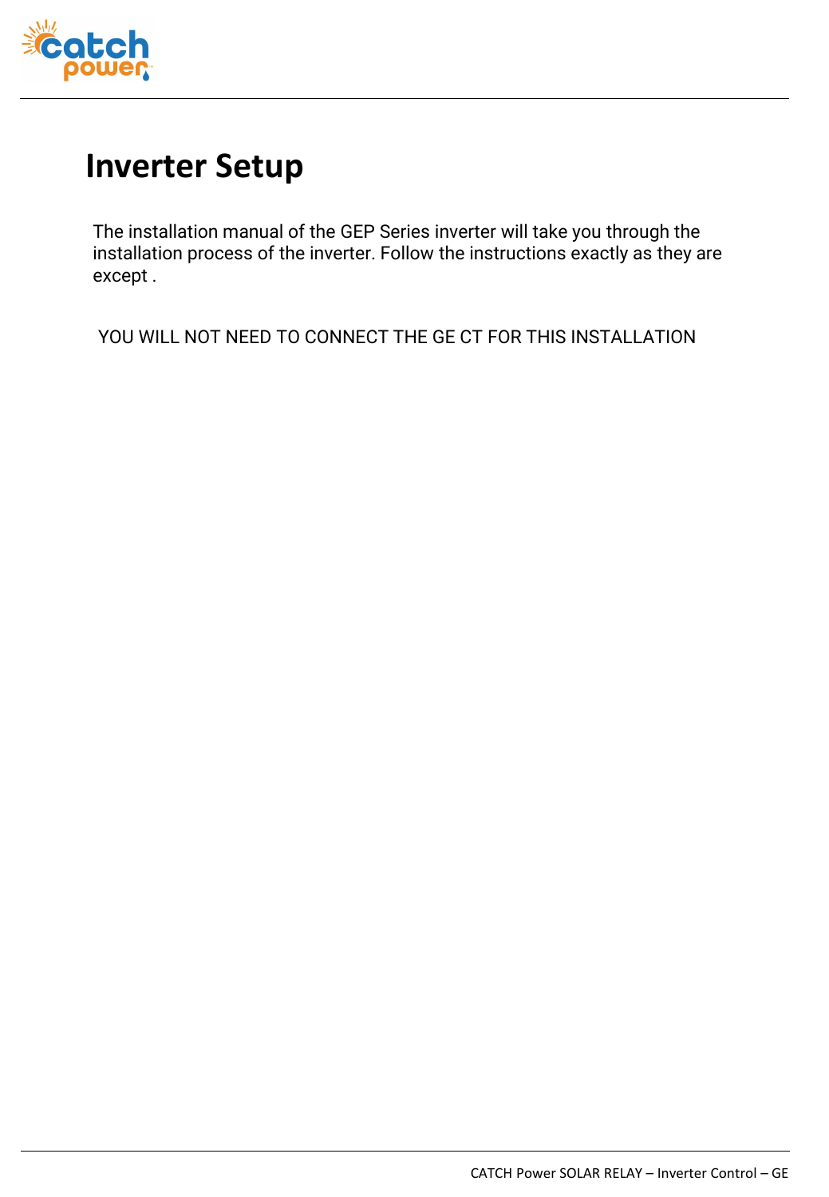# Inverter Setup

The installation manual of the GEP Series inverter will take you through the installation process of the inverter. Follow the instructions exactly as they are except .

YOU WILL NOT NEED TO CONNECT THE GE CT FOR THIS INSTALLATION